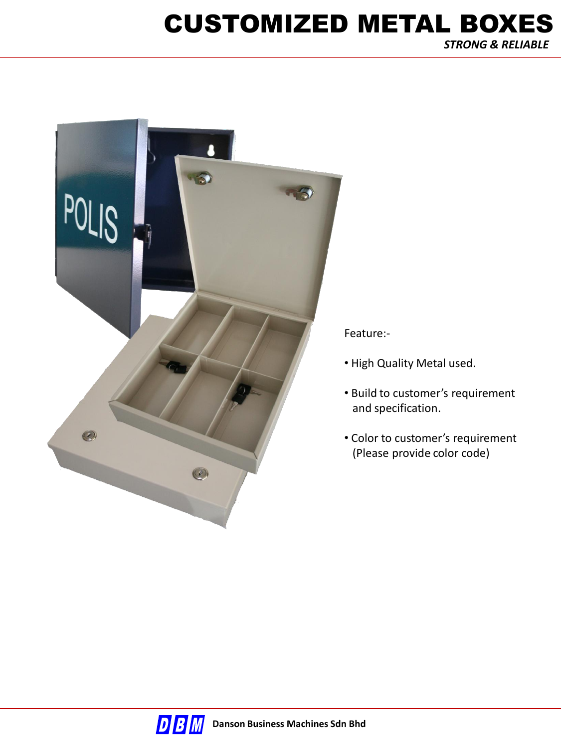# CUSTOMIZED METAL BOXES

***STRONG & RELIABLE***

Feature:-

- High Quality Metal used.
- Build to customer's requirement and specification.
- Color to customer's requirement (Please provide color code)

**Danson Business Machines Sdn Bhd**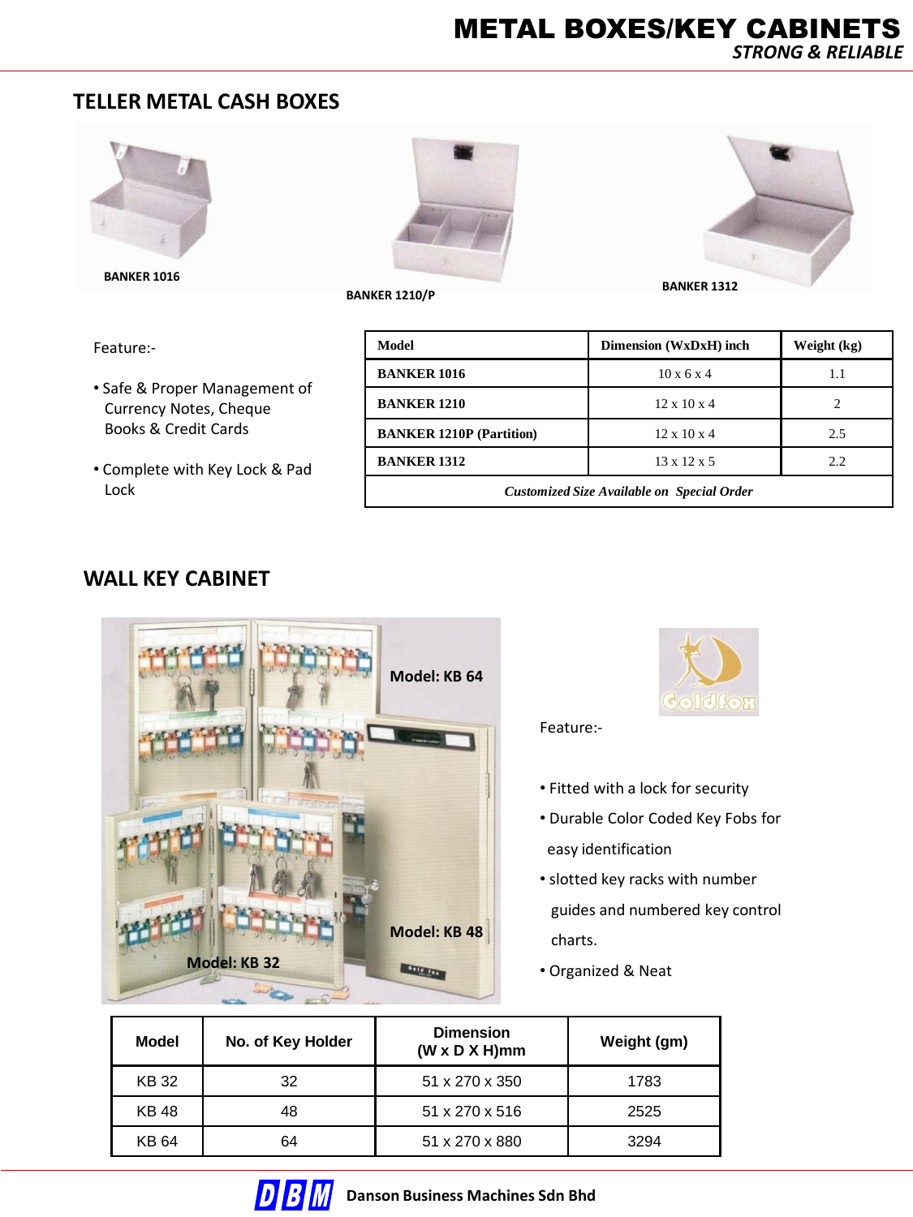# METAL BOXES/KEY CABINETS

*STRONG & RELIABLE*

## TELLER METAL CASH BOXES

BANKER 1016

BANKER 1210/P

BANKER 1312

Feature:-

- Safe & Proper Management of Currency Notes, Cheque Books & Credit Cards
- Complete with Key Lock & Pad Lock

| Model | Dimension (WxDxH) inch | Weight (kg) |
|---|---|---|
| BANKER 1016 | 10 x 6 x 4 | 1.1 |
| BANKER 1210 | 12 x 10 x 4 | 2 |
| BANKER 1210P (Partition) | 12 x 10 x 4 | 2.5 |
| BANKER 1312 | 13 x 12 x 5 | 2.2 |
| *Customized Size Available on Special Order* | | |

## WALL KEY CABINET

Model: KB 64

Model: KB 48

Model: KB 32

Feature:-

- Fitted with a lock for security
- Durable Color Coded Key Fobs for easy identification
- slotted key racks with number guides and numbered key control charts.
- Organized & Neat

| Model | No. of Key Holder | Dimension (W x D X H)mm | Weight (gm) |
|---|---|---|---|
| KB 32 | 32 | 51 x 270 x 350 | 1783 |
| KB 48 | 48 | 51 x 270 x 516 | 2525 |
| KB 64 | 64 | 51 x 270 x 880 | 3294 |

**Danson Business Machines Sdn Bhd**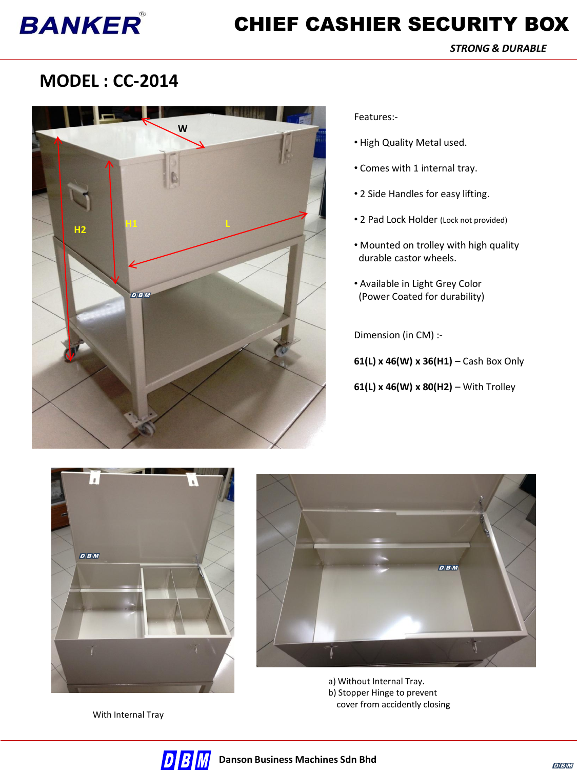# CHIEF CASHIER SECURITY BOX

*STRONG & DURABLE*

## MODEL : CC-2014

Features:-

- High Quality Metal used.
- Comes with 1 internal tray.
- 2 Side Handles for easy lifting.
- 2 Pad Lock Holder (Lock not provided)
- Mounted on trolley with high quality durable castor wheels.
- Available in Light Grey Color (Power Coated for durability)

Dimension (in CM) :-

**61(L) x 46(W) x 36(H1)** – Cash Box Only

**61(L) x 46(W) x 80(H2)** – With Trolley

With Internal Tray

a) Without Internal Tray.
b) Stopper Hinge to prevent cover from accidently closing

Danson Business Machines Sdn Bhd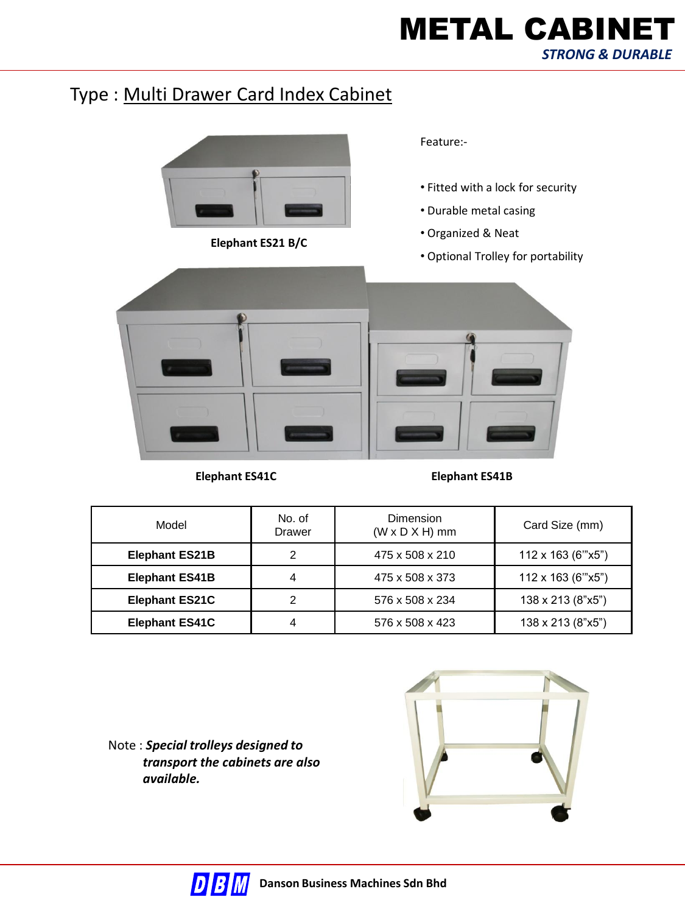# METAL CABINET

***STRONG & DURABLE***

## Type : Multi Drawer Card Index Cabinet

**Elephant ES21 B/C**

Feature:-

- Fitted with a lock for security
- Durable metal casing
- Organized & Neat
- Optional Trolley for portability

**Elephant ES41C**

**Elephant ES41B**

| Model | No. of Drawer | Dimension (W x D X H) mm | Card Size (mm) |
|---|---|---|---|
| **Elephant ES21B** | 2 | 475 x 508 x 210 | 112 x 163 (6'"x5") |
| **Elephant ES41B** | 4 | 475 x 508 x 373 | 112 x 163 (6'"x5") |
| **Elephant ES21C** | 2 | 576 x 508 x 234 | 138 x 213 (8"x5") |
| **Elephant ES41C** | 4 | 576 x 508 x 423 | 138 x 213 (8"x5") |

Note : ***Special trolleys designed to transport the cabinets are also available.***

**Danson Business Machines Sdn Bhd**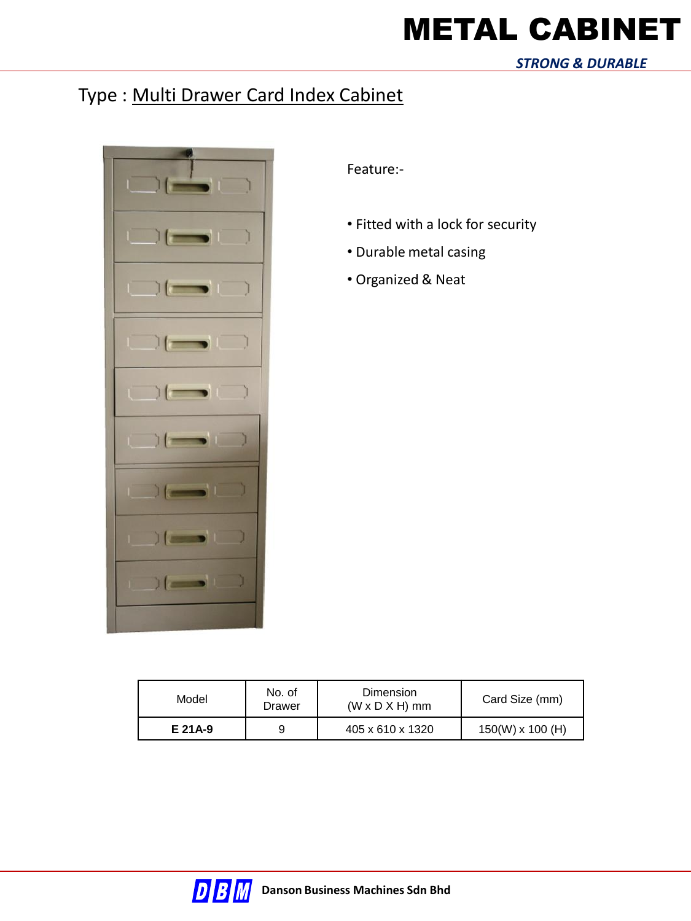# METAL CABINET

***STRONG & DURABLE***

## Type : Multi Drawer Card Index Cabinet

Feature:-

- Fitted with a lock for security
- Durable metal casing
- Organized & Neat

| Model | No. of Drawer | Dimension (W x D X H) mm | Card Size (mm) |
|---|---|---|---|
| **E 21A-9** | 9 | 405 x 610 x 1320 | 150(W) x 100 (H) |

DBM **Danson Business Machines Sdn Bhd**